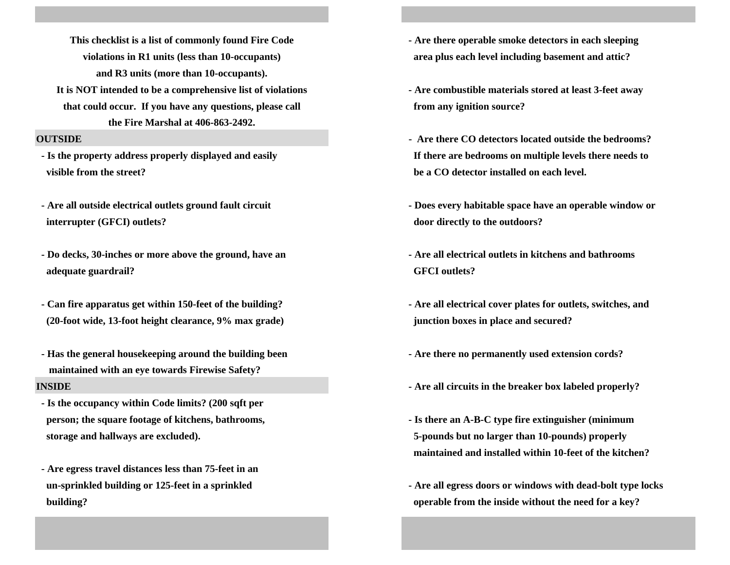**This checklist is a list of commonly found Fire Code violations in R1 units (less than 10-occupants) and R3 units (more than 10-occupants).**
**It is NOT intended to be a comprehensive list of violations that could occur. If you have any questions, please call the Fire Marshal at 406-863-2492.**

## OUTSIDE

- Is the property address properly displayed and easily visible from the street?

- Are all outside electrical outlets ground fault circuit interrupter (GFCI) outlets?

- Do decks, 30-inches or more above the ground, have an adequate guardrail?

- Can fire apparatus get within 150-feet of the building? (20-foot wide, 13-foot height clearance, 9% max grade)

- Has the general housekeeping around the building been maintained with an eye towards Firewise Safety?

## INSIDE

- Is the occupancy within Code limits? (200 sqft per person; the square footage of kitchens, bathrooms, storage and hallways are excluded).

- Are egress travel distances less than 75-feet in an un-sprinkled building or 125-feet in a sprinkled building?

- Are there operable smoke detectors in each sleeping area plus each level including basement and attic?

- Are combustible materials stored at least 3-feet away from any ignition source?

- Are there CO detectors located outside the bedrooms? If there are bedrooms on multiple levels there needs to be a CO detector installed on each level.

- Does every habitable space have an operable window or door directly to the outdoors?

- Are all electrical outlets in kitchens and bathrooms GFCI outlets?

- Are all electrical cover plates for outlets, switches, and junction boxes in place and secured?

- Are there no permanently used extension cords?

- Are all circuits in the breaker box labeled properly?

- Is there an A-B-C type fire extinguisher (minimum 5-pounds but no larger than 10-pounds) properly maintained and installed within 10-feet of the kitchen?

- Are all egress doors or windows with dead-bolt type locks operable from the inside without the need for a key?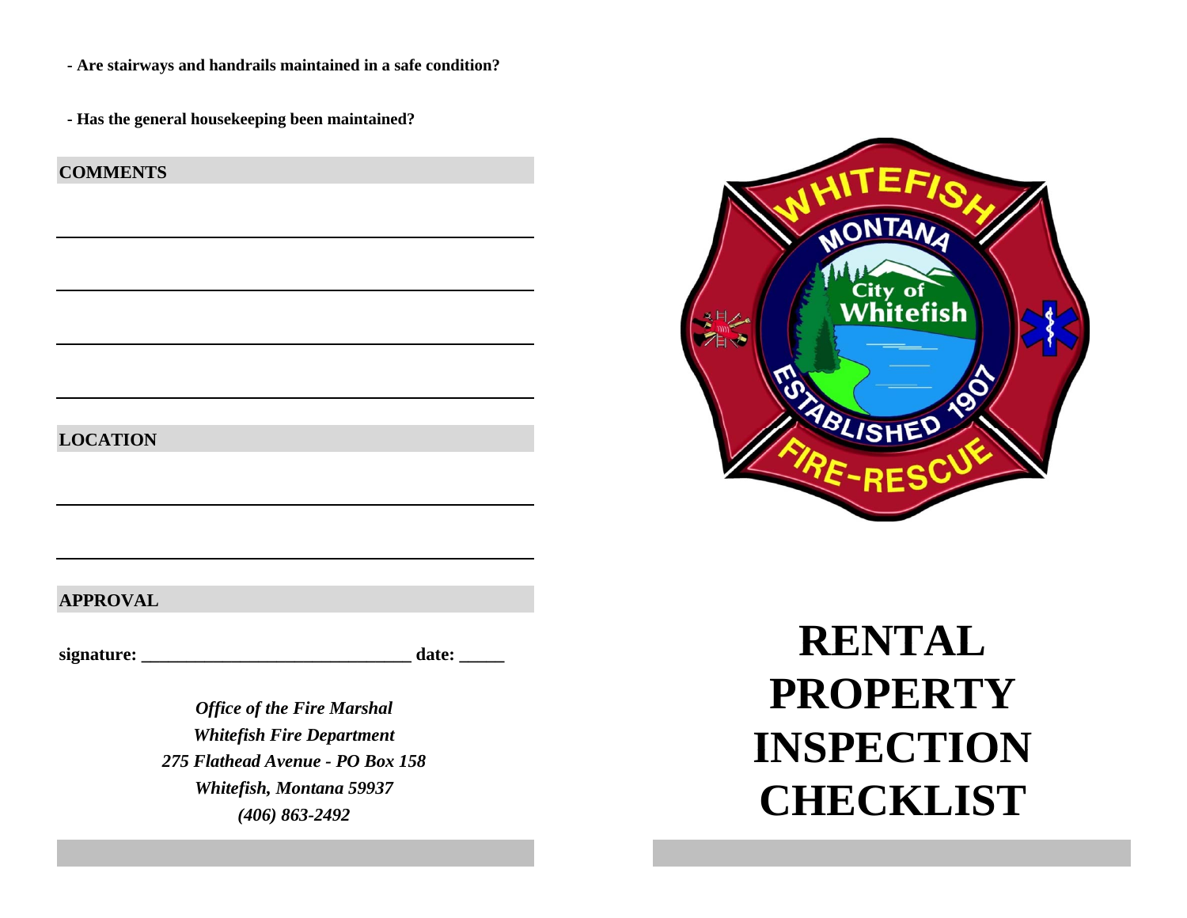**- Are stairways and handrails maintained in a safe condition?**

**- Has the general housekeeping been maintained?**

## COMMENTS

\_\_\_\_\_\_\_\_\_\_\_\_\_\_\_\_\_\_\_\_\_\_\_\_\_\_\_\_\_\_\_\_\_\_\_\_\_\_\_\_\_\_\_\_

\_\_\_\_\_\_\_\_\_\_\_\_\_\_\_\_\_\_\_\_\_\_\_\_\_\_\_\_\_\_\_\_\_\_\_\_\_\_\_\_\_\_\_\_

\_\_\_\_\_\_\_\_\_\_\_\_\_\_\_\_\_\_\_\_\_\_\_\_\_\_\_\_\_\_\_\_\_\_\_\_\_\_\_\_\_\_\_\_

\_\_\_\_\_\_\_\_\_\_\_\_\_\_\_\_\_\_\_\_\_\_\_\_\_\_\_\_\_\_\_\_\_\_\_\_\_\_\_\_\_\_\_\_

## LOCATION

\_\_\_\_\_\_\_\_\_\_\_\_\_\_\_\_\_\_\_\_\_\_\_\_\_\_\_\_\_\_\_\_\_\_\_\_\_\_\_\_\_\_\_\_

\_\_\_\_\_\_\_\_\_\_\_\_\_\_\_\_\_\_\_\_\_\_\_\_\_\_\_\_\_\_\_\_\_\_\_\_\_\_\_\_\_\_\_\_

## APPROVAL

**signature: ______________________________ date: _____**

***Office of the Fire Marshal***
***Whitefish Fire Department***
***275 Flathead Avenue - PO Box 158***
***Whitefish, Montana 59937***
***(406) 863-2492***

WHITEFISH MONTANA City of Whitefish ESTABLISHED 1907 FIRE-RESCUE

# RENTAL PROPERTY INSPECTION CHECKLIST